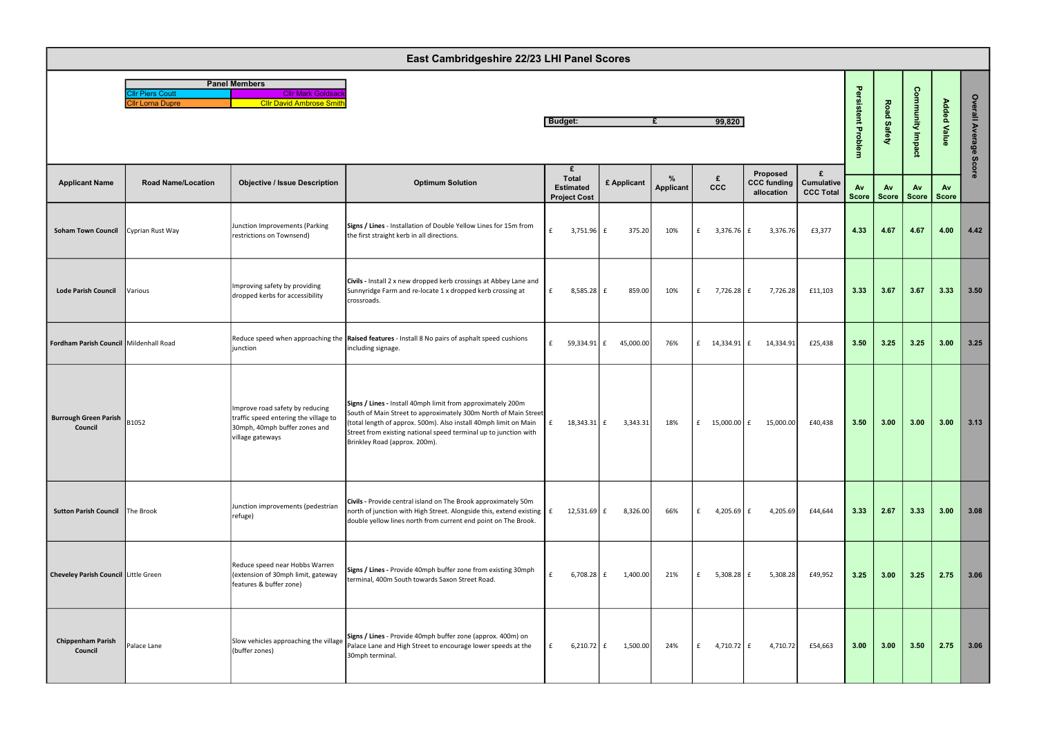# East Cambridgeshire 22/23 LHI Panel Scores

| Panel Members | |
|---|---|
| Cllr Piers Coutt | Cllr Mark Goldsack |
| Cllr Lorna Dupre | Cllr David Ambrose Smith |

**Budget:** £ 99,820

| Applicant Name | Road Name/Location | Objective / Issue Description | Optimum Solution | £ Total Estimated Project Cost | £ Applicant | % Applicant | £ CCC | Proposed CCC funding allocation | £ Cumulative CCC Total | Persistent Problem Av Score | Road Safety Av Score | Community Impact Av Score | Added Value Av Score | Overall Average Score |
|---|---|---|---|---|---|---|---|---|---|---|---|---|---|---|
| **Soham Town Council** | Cyprian Rust Way | Junction Improvements (Parking restrictions on Townsend) | **Signs / Lines** - Installation of Double Yellow Lines for 15m from the first straight kerb in all directions. | £ 3,751.96 | £ 375.20 | 10% | £ 3,376.76 | £ 3,376.76 | £3,377 | 4.33 | 4.67 | 4.67 | 4.00 | 4.42 |
| **Lode Parish Council** | Various | Improving safety by providing dropped kerbs for accessibility | **Civils** - Install 2 x new dropped kerb crossings at Abbey Lane and Sunnyridge Farm and re-locate 1 x dropped kerb crossing at crossroads. | £ 8,585.28 | £ 859.00 | 10% | £ 7,726.28 | £ 7,726.28 | £11,103 | 3.33 | 3.67 | 3.67 | 3.33 | 3.50 |
| **Fordham Parish Council** | Mildenhall Road | Reduce speed when approaching the junction | **Raised features** - Install 8 No pairs of asphalt speed cushions including signage. | £ 59,334.91 | £ 45,000.00 | 76% | £ 14,334.91 | £ 14,334.91 | £25,438 | 3.50 | 3.25 | 3.25 | 3.00 | 3.25 |
| **Burrough Green Parish Council** | B1052 | Improve road safety by reducing traffic speed entering the village to 30mph, 40mph buffer zones and village gateways | **Signs / Lines** - Install 40mph limit from approximately 200m South of Main Street to approximately 300m North of Main Street (total length of approx. 500m). Also install 40mph limit on Main Street from existing national speed terminal up to junction with Brinkley Road (approx. 200m). | £ 18,343.31 | £ 3,343.31 | 18% | £ 15,000.00 | £ 15,000.00 | £40,438 | 3.50 | 3.00 | 3.00 | 3.00 | 3.13 |
| **Sutton Parish Council** | The Brook | Junction improvements (pedestrian refuge) | **Civils** - Provide central island on The Brook approximately 50m north of junction with High Street. Alongside this, extend existing double yellow lines north from current end point on The Brook. | £ 12,531.69 | £ 8,326.00 | 66% | £ 4,205.69 | £ 4,205.69 | £44,644 | 3.33 | 2.67 | 3.33 | 3.00 | 3.08 |
| **Cheveley Parish Council** | Little Green | Reduce speed near Hobbs Warren (extension of 30mph limit, gateway features & buffer zone) | **Signs / Lines** - Provide 40mph buffer zone from existing 30mph terminal, 400m South towards Saxon Street Road. | £ 6,708.28 | £ 1,400.00 | 21% | £ 5,308.28 | £ 5,308.28 | £49,952 | 3.25 | 3.00 | 3.25 | 2.75 | 3.06 |
| **Chippenham Parish Council** | Palace Lane | Slow vehicles approaching the village (buffer zones) | **Signs / Lines** - Provide 40mph buffer zone (approx. 400m) on Palace Lane and High Street to encourage lower speeds at the 30mph terminal. | £ 6,210.72 | £ 1,500.00 | 24% | £ 4,710.72 | £ 4,710.72 | £54,663 | 3.00 | 3.00 | 3.50 | 2.75 | 3.06 |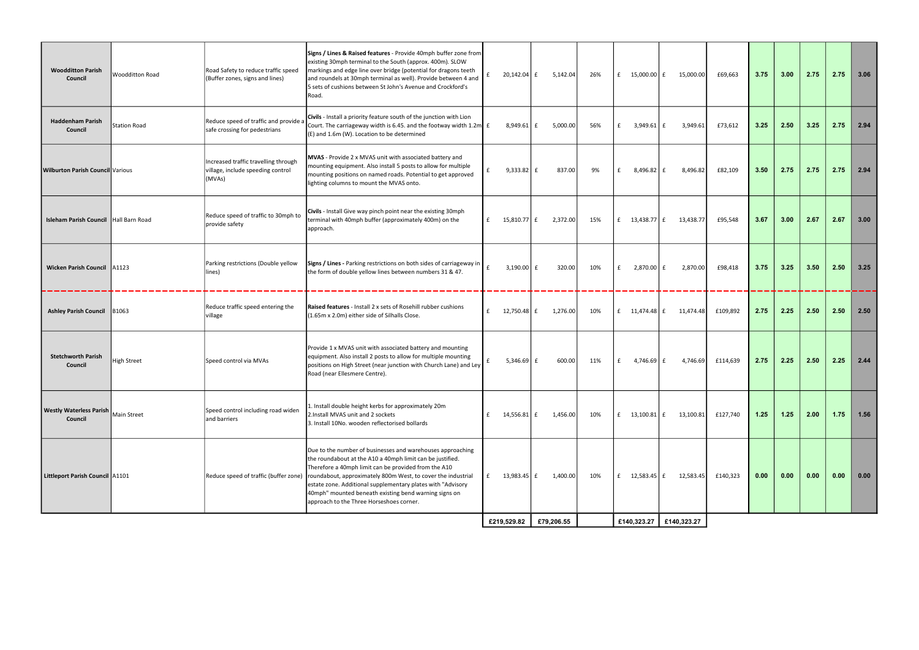| | | | | | | | | | | | | | | | |
|---|---|---|---|---|---|---|---|---|---|---|---|---|---|---|---|
| **Woodditton Parish Council** | Woodditton Road | Road Safety to reduce traffic speed (Buffer zones, signs and lines) | **Signs / Lines & Raised features** - Provide 40mph buffer zone from existing 30mph terminal to the South (approx. 400m). SLOW markings and edge line over bridge (potential for dragons teeth and roundels at 30mph terminal as well). Provide between 4 and 5 sets of cushions between St John's Avenue and Crockford's Road. | £ 20,142.04 | £ 5,142.04 | 26% | £ 15,000.00 | £ 15,000.00 | £69,663 | **3.75** | **3.00** | **2.75** | **2.75** | **3.06** |
| **Haddenham Parish Council** | Station Road | Reduce speed of traffic and provide a safe crossing for pedestrians | **Civils** - Install a priority feature south of the junction with Lion Court. The carriageway width is 6.45. and the footway width 1.2m (E) and 1.6m (W). Location to be determined | £ 8,949.61 | £ 5,000.00 | 56% | £ 3,949.61 | £ 3,949.61 | £73,612 | **3.25** | **2.50** | **3.25** | **2.75** | **2.94** |
| **Wilburton Parish Council** | Various | Increased traffic travelling through village, include speeding control (MVAS) | **MVAS** - Provide 2 x MVAS unit with associated battery and mounting equipment. Also install 5 posts to allow for multiple mounting positions on named roads. Potential to get approved lighting columns to mount the MVAS onto. | £ 9,333.82 | £ 837.00 | 9% | £ 8,496.82 | £ 8,496.82 | £82,109 | **3.50** | **2.75** | **2.75** | **2.75** | **2.94** |
| **Isleham Parish Council** | Hall Barn Road | Reduce speed of traffic to 30mph to provide safety | **Civils** - Install Give way pinch point near the existing 30mph terminal with 40mph buffer (approximately 400m) on the approach. | £ 15,810.77 | £ 2,372.00 | 15% | £ 13,438.77 | £ 13,438.77 | £95,548 | **3.67** | **3.00** | **2.67** | **2.67** | **3.00** |
| **Wicken Parish Council** | A1123 | Parking restrictions (Double yellow lines) | **Signs / Lines** - Parking restrictions on both sides of carriageway in the form of double yellow lines between numbers 31 & 47. | £ 3,190.00 | £ 320.00 | 10% | £ 2,870.00 | £ 2,870.00 | £98,418 | **3.75** | **3.25** | **3.50** | **2.50** | **3.25** |
| **Ashley Parish Council** | B1063 | Reduce traffic speed entering the village | **Raised features** - Install 2 x sets of Rosehill rubber cushions (1.65m x 2.0m) either side of Silhalls Close. | £ 12,750.48 | £ 1,276.00 | 10% | £ 11,474.48 | £ 11,474.48 | £109,892 | **2.75** | **2.25** | **2.50** | **2.50** | **2.50** |
| **Stetchworth Parish Council** | High Street | Speed control via MVAs | Provide 1 x MVAS unit with associated battery and mounting equipment. Also install 2 posts to allow for multiple mounting positions on High Street (near junction with Church Lane) and Ley Road (near Ellesmere Centre). | £ 5,346.69 | £ 600.00 | 11% | £ 4,746.69 | £ 4,746.69 | £114,639 | **2.75** | **2.25** | **2.50** | **2.25** | **2.44** |
| **Westly Waterless Parish Council** | Main Street | Speed control including road widen and barriers | 1. Install double height kerbs for approximately 20m<br>2.Install MVAS unit and 2 sockets<br>3. Install 10No. wooden reflectorised bollards | £ 14,556.81 | £ 1,456.00 | 10% | £ 13,100.81 | £ 13,100.81 | £127,740 | **1.25** | **1.25** | **2.00** | **1.75** | **1.56** |
| **Littleport Parish Council** | A1101 | Reduce speed of traffic (buffer zone) | Due to the number of businesses and warehouses approaching the roundabout at the A10 a 40mph limit can be justified. Therefore a 40mph limit can be provided from the A10 roundabout, approximately 800m West, to cover the industrial estate zone. Additional supplementary plates with "Advisory 40mph" mounted beneath existing bend warning signs on approach to the Three Horseshoes corner. | £ 13,983.45 | £ 1,400.00 | 10% | £ 12,583.45 | £ 12,583.45 | £140,323 | **0.00** | **0.00** | **0.00** | **0.00** | **0.00** |
| | | | | **£219,529.82** | **£79,206.55** | | **£140,323.27** | **£140,323.27** | | | | | | |